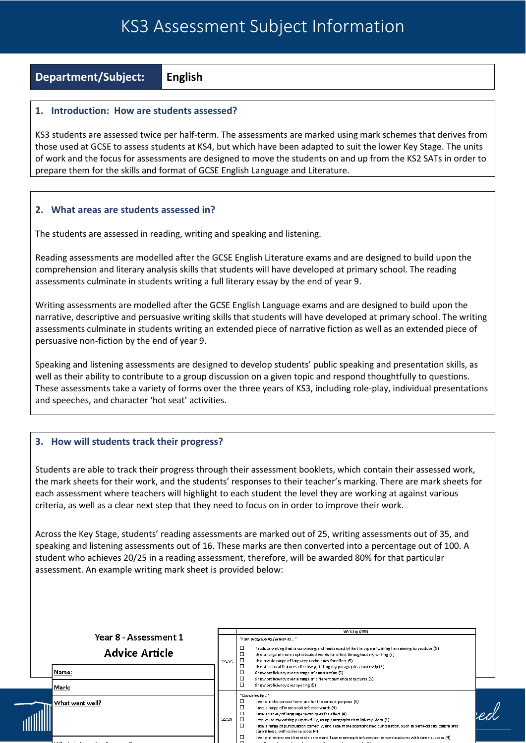# KS3 Assessment Subject Information

| Department/Subject: | English |
|---|---|

## 1. Introduction: How are students assessed?

KS3 students are assessed twice per half-term. The assessments are marked using mark schemes that derives from those used at GCSE to assess students at KS4, but which have been adapted to suit the lower Key Stage. The units of work and the focus for assessments are designed to move the students on and up from the KS2 SATs in order to prepare them for the skills and format of GCSE English Language and Literature.

## 2. What areas are students assessed in?

The students are assessed in reading, writing and speaking and listening.

Reading assessments are modelled after the GCSE English Literature exams and are designed to build upon the comprehension and literary analysis skills that students will have developed at primary school. The reading assessments culminate in students writing a full literary essay by the end of year 9.

Writing assessments are modelled after the GCSE English Language exams and are designed to build upon the narrative, descriptive and persuasive writing skills that students will have developed at primary school. The writing assessments culminate in students writing an extended piece of narrative fiction as well as an extended piece of persuasive non-fiction by the end of year 9.

Speaking and listening assessments are designed to develop students' public speaking and presentation skills, as well as their ability to contribute to a group discussion on a given topic and respond thoughtfully to questions. These assessments take a variety of forms over the three years of KS3, including role-play, individual presentations and speeches, and character 'hot seat' activities.

## 3. How will students track their progress?

Students are able to track their progress through their assessment booklets, which contain their assessed work, the mark sheets for their work, and the students' responses to their teacher's marking. There are mark sheets for each assessment where teachers will highlight to each student the level they are working at against various criteria, as well as a clear next step that they need to focus on in order to improve their work.

Across the Key Stage, students' reading assessments are marked out of 25, writing assessments out of 35, and speaking and listening assessments out of 16. These marks are then converted into a percentage out of 100. A student who achieves 20/25 in a reading assessment, therefore, will be awarded 80% for that particular assessment. An example writing mark sheet is provided below:

**Year 8 - Assessment 1**

**Advice Article**

| |
|---|
| Name: |
| Mark: |
| What went well? |

| | Writing (/35) |
|---|---|
| | *"I am progressing further to..."* |
| 29-35 | ☐ Produce writing that is convincing and reads exactly like the type of writing I am aiming to produce (5)<br>☐ Use a range of more sophisticated words for effect throughout my writing (5)<br>☐ Use a wide range of language techniques for effect (5)<br>☐ Use structural features effectively, linking my paragraphs seamlessly (5)<br>☐ Show proficiency over a range of punctuation (5)<br>☐ Show proficiency over a range of different sentence structures (5)<br>☐ Show proficiency over spelling (5) |
| | *"Consistently..."* |
| 22-28 | ☐ I write in the correct form and for the correct purpose (4)<br>☐ I use a range of more sophisticated words (4)<br>☐ I use a variety of language techniques for effect (4)<br>☐ I structure my writing purposefully, using paragraphs that link my ideas (4)<br>☐ I use a range of punctuation correctly, and I use more sophisticated punctuation, such as semi-colons, colons and parenthesis, with some success (4)<br>☐ I write in sentences that make sense and I use more sophisticated sentence structures with some success (4) |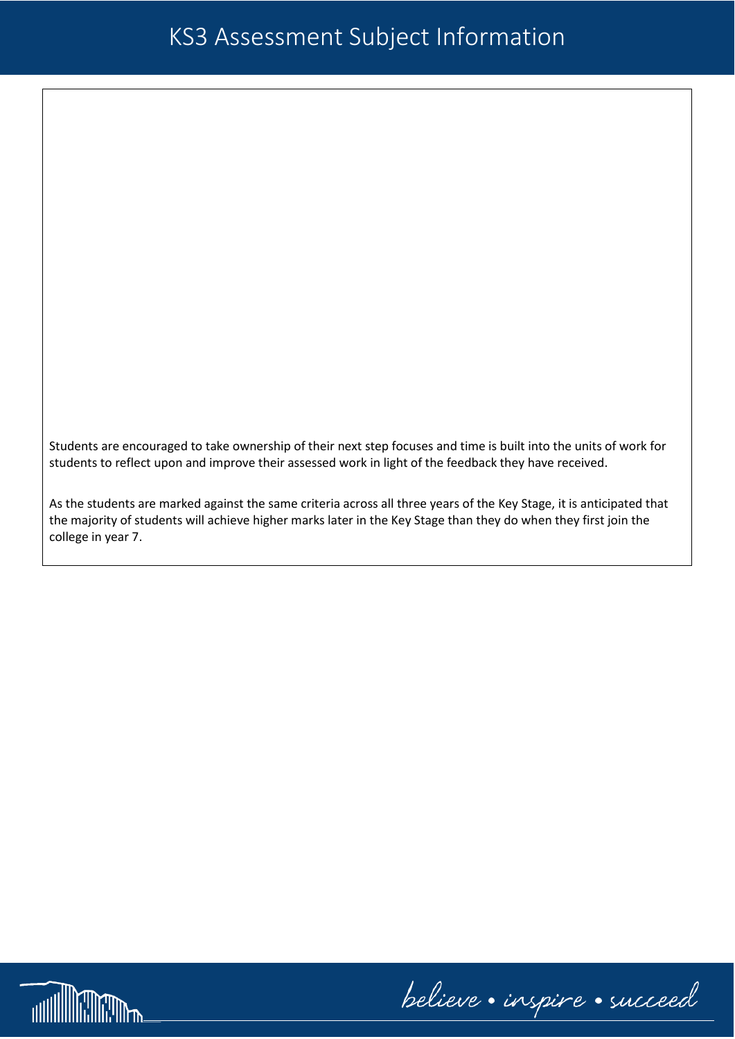Students are encouraged to take ownership of their next step focuses and time is built into the units of work for students to reflect upon and improve their assessed work in light of the feedback they have received.

As the students are marked against the same criteria across all three years of the Key Stage, it is anticipated that the majority of students will achieve higher marks later in the Key Stage than they do when they first join the college in year 7.